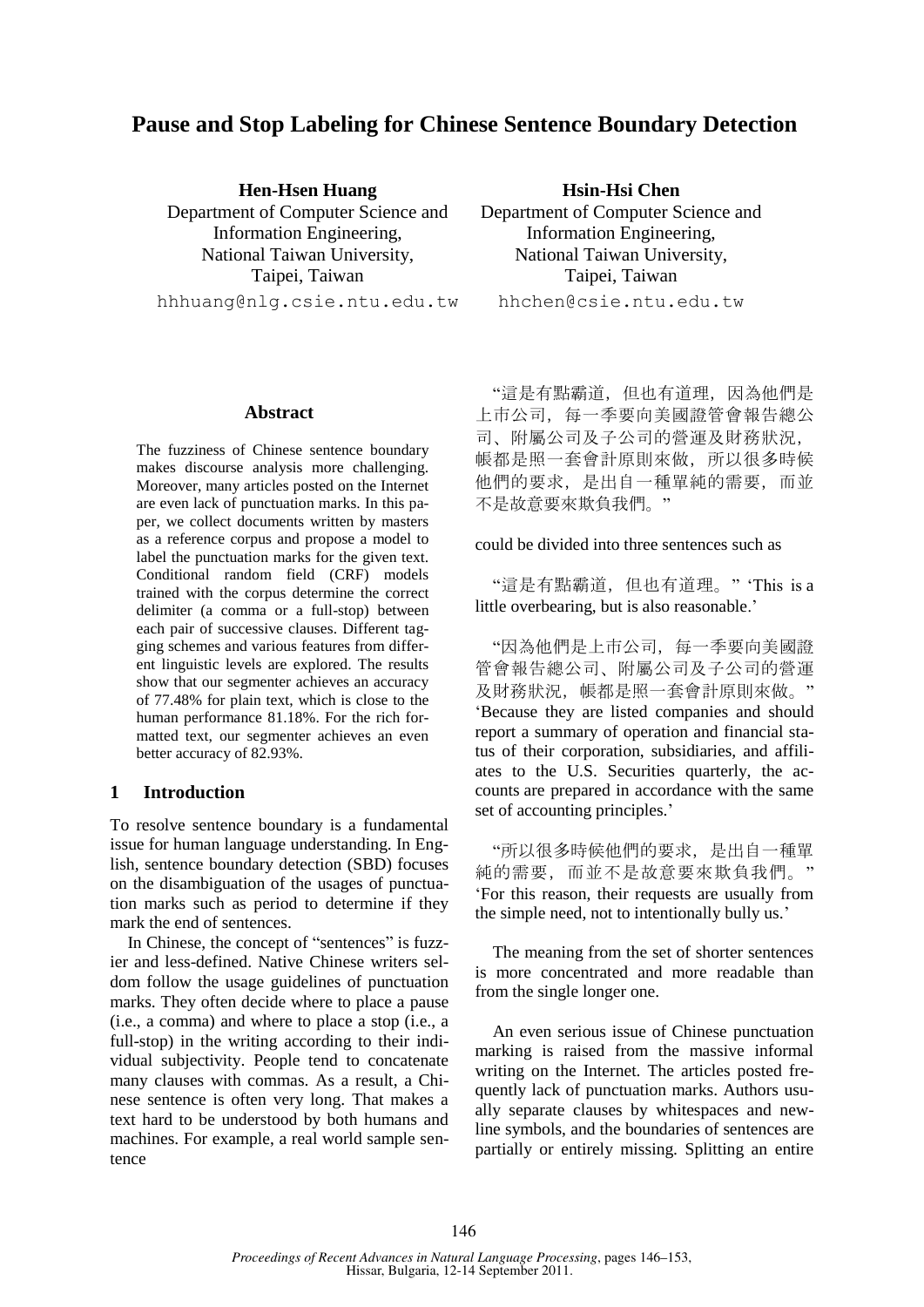# Pause and Stop Labeling for Chinese Sentence Boundary Detection

**Hen-Hsen Huang**
Department of Computer Science and Information Engineering,
National Taiwan University,
Taipei, Taiwan
hhhuang@nlg.csie.ntu.edu.tw

**Hsin-Hsi Chen**
Department of Computer Science and Information Engineering,
National Taiwan University,
Taipei, Taiwan
hhchen@csie.ntu.edu.tw

## Abstract

The fuzziness of Chinese sentence boundary makes discourse analysis more challenging. Moreover, many articles posted on the Internet are even lack of punctuation marks. In this paper, we collect documents written by masters as a reference corpus and propose a model to label the punctuation marks for the given text. Conditional random field (CRF) models trained with the corpus determine the correct delimiter (a comma or a full-stop) between each pair of successive clauses. Different tagging schemes and various features from different linguistic levels are explored. The results show that our segmenter achieves an accuracy of 77.48% for plain text, which is close to the human performance 81.18%. For the rich formatted text, our segmenter achieves an even better accuracy of 82.93%.

## 1 Introduction

To resolve sentence boundary is a fundamental issue for human language understanding. In English, sentence boundary detection (SBD) focuses on the disambiguation of the usages of punctuation marks such as period to determine if they mark the end of sentences.

In Chinese, the concept of "sentences" is fuzzier and less-defined. Native Chinese writers seldom follow the usage guidelines of punctuation marks. They often decide where to place a pause (i.e., a comma) and where to place a stop (i.e., a full-stop) in the writing according to their individual subjectivity. People tend to concatenate many clauses with commas. As a result, a Chinese sentence is often very long. That makes a text hard to be understood by both humans and machines. For example, a real world sample sentence

"這是有點霸道，但也有道理，因為他們是上市公司，每一季要向美國證管會報告總公司、附屬公司及子公司的營運及財務狀況，帳都是照一套會計原則來做，所以很多時候他們的要求，是出自一種單純的需要，而並不是故意要來欺負我們。"

could be divided into three sentences such as

"這是有點霸道，但也有道理。" 'This is a little overbearing, but is also reasonable.'

"因為他們是上市公司，每一季要向美國證管會報告總公司、附屬公司及子公司的營運及財務狀況，帳都是照一套會計原則來做。" 'Because they are listed companies and should report a summary of operation and financial status of their corporation, subsidiaries, and affiliates to the U.S. Securities quarterly, the accounts are prepared in accordance with the same set of accounting principles.'

"所以很多時候他們的要求，是出自一種單純的需要，而並不是故意要來欺負我們。" 'For this reason, their requests are usually from the simple need, not to intentionally bully us.'

The meaning from the set of shorter sentences is more concentrated and more readable than from the single longer one.

An even serious issue of Chinese punctuation marking is raised from the massive informal writing on the Internet. The articles posted frequently lack of punctuation marks. Authors usually separate clauses by whitespaces and newline symbols, and the boundaries of sentences are partially or entirely missing. Splitting an entire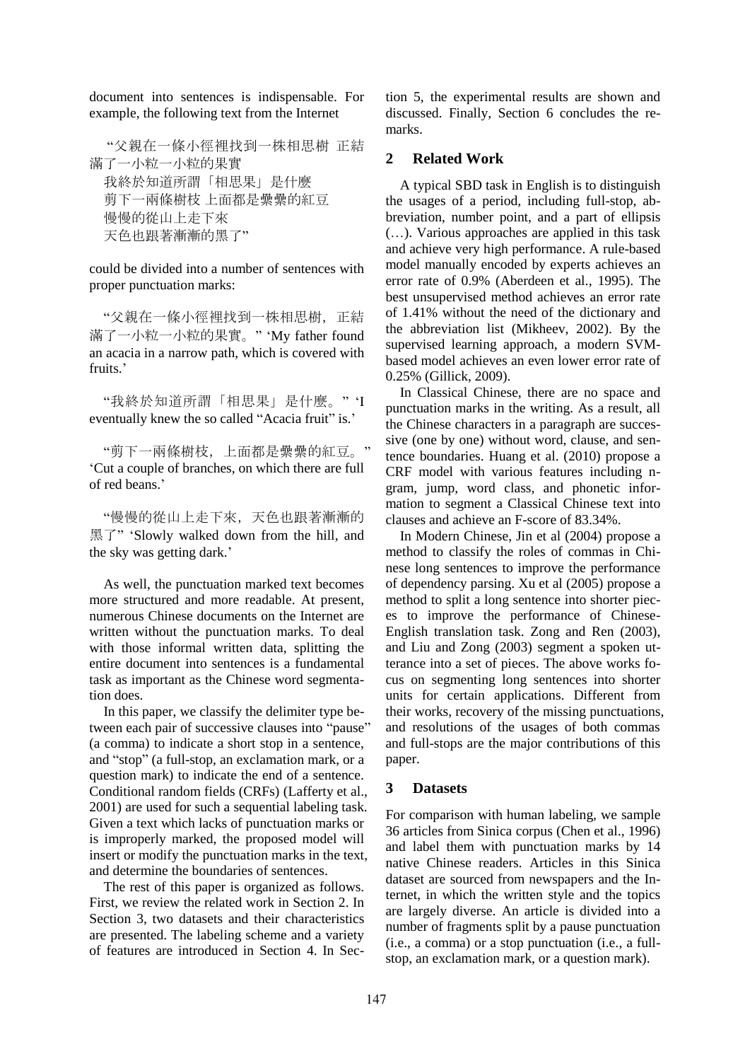document into sentences is indispensable. For example, the following text from the Internet

"父親在一條小徑裡找到一株相思樹 正結滿了一小粒一小粒的果實
我終於知道所謂「相思果」是什麼
剪下一兩條樹枝 上面都是纍纍的紅豆
慢慢的從山上走下來
天色也跟著漸漸的黑了"

could be divided into a number of sentences with proper punctuation marks:

"父親在一條小徑裡找到一株相思樹，正結滿了一小粒一小粒的果實。" 'My father found an acacia in a narrow path, which is covered with fruits.'

"我終於知道所謂「相思果」是什麼。" 'I eventually knew the so called "Acacia fruit" is.'

"剪下一兩條樹枝，上面都是纍纍的紅豆。" 'Cut a couple of branches, on which there are full of red beans.'

"慢慢的從山上走下來，天色也跟著漸漸的黑了" 'Slowly walked down from the hill, and the sky was getting dark.'

As well, the punctuation marked text becomes more structured and more readable. At present, numerous Chinese documents on the Internet are written without the punctuation marks. To deal with those informal written data, splitting the entire document into sentences is a fundamental task as important as the Chinese word segmentation does.

In this paper, we classify the delimiter type between each pair of successive clauses into "pause" (a comma) to indicate a short stop in a sentence, and "stop" (a full-stop, an exclamation mark, or a question mark) to indicate the end of a sentence. Conditional random fields (CRFs) (Lafferty et al., 2001) are used for such a sequential labeling task. Given a text which lacks of punctuation marks or is improperly marked, the proposed model will insert or modify the punctuation marks in the text, and determine the boundaries of sentences.

The rest of this paper is organized as follows. First, we review the related work in Section 2. In Section 3, two datasets and their characteristics are presented. The labeling scheme and a variety of features are introduced in Section 4. In Section 5, the experimental results are shown and discussed. Finally, Section 6 concludes the remarks.

## 2 Related Work

A typical SBD task in English is to distinguish the usages of a period, including full-stop, abbreviation, number point, and a part of ellipsis (…). Various approaches are applied in this task and achieve very high performance. A rule-based model manually encoded by experts achieves an error rate of 0.9% (Aberdeen et al., 1995). The best unsupervised method achieves an error rate of 1.41% without the need of the dictionary and the abbreviation list (Mikheev, 2002). By the supervised learning approach, a modern SVM-based model achieves an even lower error rate of 0.25% (Gillick, 2009).

In Classical Chinese, there are no space and punctuation marks in the writing. As a result, all the Chinese characters in a paragraph are successive (one by one) without word, clause, and sentence boundaries. Huang et al. (2010) propose a CRF model with various features including n-gram, jump, word class, and phonetic information to segment a Classical Chinese text into clauses and achieve an F-score of 83.34%.

In Modern Chinese, Jin et al (2004) propose a method to classify the roles of commas in Chinese long sentences to improve the performance of dependency parsing. Xu et al (2005) propose a method to split a long sentence into shorter pieces to improve the performance of Chinese-English translation task. Zong and Ren (2003), and Liu and Zong (2003) segment a spoken utterance into a set of pieces. The above works focus on segmenting long sentences into shorter units for certain applications. Different from their works, recovery of the missing punctuations, and resolutions of the usages of both commas and full-stops are the major contributions of this paper.

## 3 Datasets

For comparison with human labeling, we sample 36 articles from Sinica corpus (Chen et al., 1996) and label them with punctuation marks by 14 native Chinese readers. Articles in this Sinica dataset are sourced from newspapers and the Internet, in which the written style and the topics are largely diverse. An article is divided into a number of fragments split by a pause punctuation (i.e., a comma) or a stop punctuation (i.e., a full-stop, an exclamation mark, or a question mark).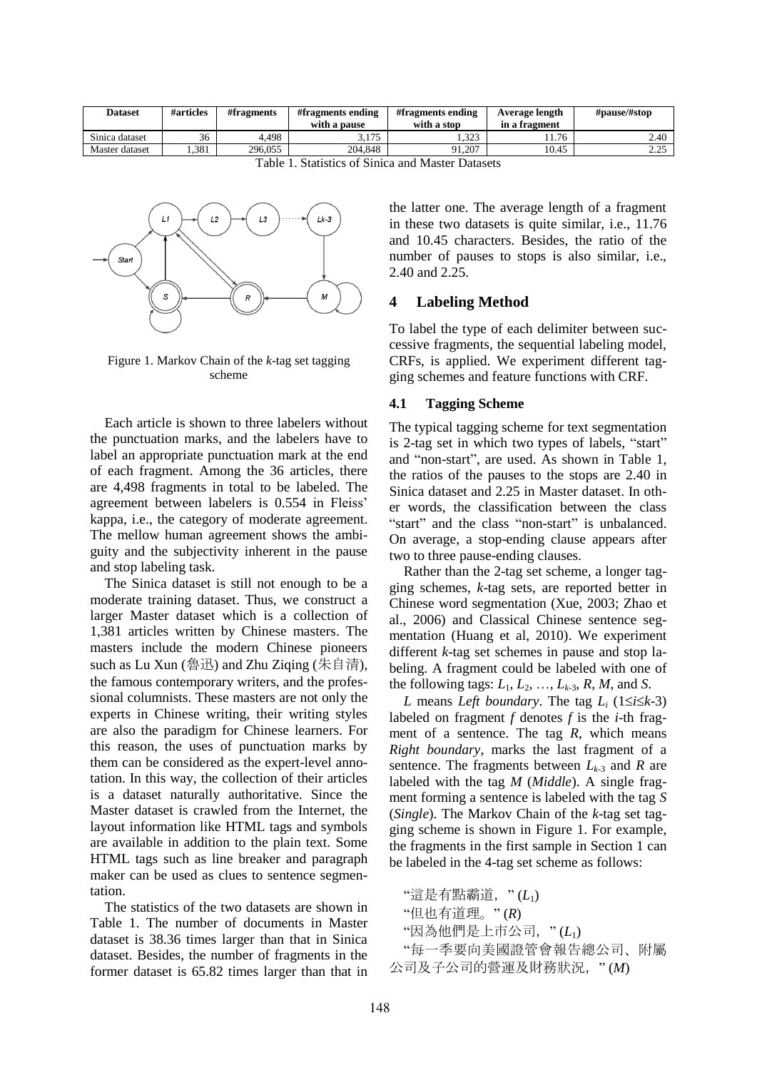| Dataset | #articles | #fragments | #fragments ending with a pause | #fragments ending with a stop | Average length in a fragment | #pause/#stop |
|---|---|---|---|---|---|---|
| Sinica dataset | 36 | 4,498 | 3,175 | 1,323 | 11.76 | 2.40 |
| Master dataset | 1,381 | 296,055 | 204,848 | 91,207 | 10.45 | 2.25 |

Table 1. Statistics of Sinica and Master Datasets

Figure 1. Markov Chain of the *k*-tag set tagging scheme

Each article is shown to three labelers without the punctuation marks, and the labelers have to label an appropriate punctuation mark at the end of each fragment. Among the 36 articles, there are 4,498 fragments in total to be labeled. The agreement between labelers is 0.554 in Fleiss' kappa, i.e., the category of moderate agreement. The mellow human agreement shows the ambiguity and the subjectivity inherent in the pause and stop labeling task.

The Sinica dataset is still not enough to be a moderate training dataset. Thus, we construct a larger Master dataset which is a collection of 1,381 articles written by Chinese masters. The masters include the modern Chinese pioneers such as Lu Xun (魯迅) and Zhu Ziqing (朱自清), the famous contemporary writers, and the professional columnists. These masters are not only the experts in Chinese writing, their writing styles are also the paradigm for Chinese learners. For this reason, the uses of punctuation marks by them can be considered as the expert-level annotation. In this way, the collection of their articles is a dataset naturally authoritative. Since the Master dataset is crawled from the Internet, the layout information like HTML tags and symbols are available in addition to the plain text. Some HTML tags such as line breaker and paragraph maker can be used as clues to sentence segmentation.

The statistics of the two datasets are shown in Table 1. The number of documents in Master dataset is 38.36 times larger than that in Sinica dataset. Besides, the number of fragments in the former dataset is 65.82 times larger than that in the latter one. The average length of a fragment in these two datasets is quite similar, i.e., 11.76 and 10.45 characters. Besides, the ratio of the number of pauses to stops is also similar, i.e., 2.40 and 2.25.

## 4 Labeling Method

To label the type of each delimiter between successive fragments, the sequential labeling model, CRFs, is applied. We experiment different tagging schemes and feature functions with CRF.

### 4.1 Tagging Scheme

The typical tagging scheme for text segmentation is 2-tag set in which two types of labels, "start" and "non-start", are used. As shown in Table 1, the ratios of the pauses to the stops are 2.40 in Sinica dataset and 2.25 in Master dataset. In other words, the classification between the class "start" and the class "non-start" is unbalanced. On average, a stop-ending clause appears after two to three pause-ending clauses.

Rather than the 2-tag set scheme, a longer tagging schemes, *k*-tag sets, are reported better in Chinese word segmentation (Xue, 2003; Zhao et al., 2006) and Classical Chinese sentence segmentation (Huang et al, 2010). We experiment different *k*-tag set schemes in pause and stop labeling. A fragment could be labeled with one of the following tags: $L_1$, $L_2$, …, $L_{k\text{-}3}$, $R$, $M$, and $S$.

*L* means *Left boundary*. The tag $L_i$ ($1 \le i \le k\text{-}3$) labeled on fragment *f* denotes *f* is the *i*-th fragment of a sentence. The tag *R*, which means *Right boundary*, marks the last fragment of a sentence. The fragments between $L_{k\text{-}3}$ and *R* are labeled with the tag *M* (*Middle*). A single fragment forming a sentence is labeled with the tag *S* (*Single*). The Markov Chain of the *k*-tag set tagging scheme is shown in Figure 1. For example, the fragments in the first sample in Section 1 can be labeled in the 4-tag set scheme as follows:

"這是有點霸道，" ($L_1$)

"但也有道理。" ($R$)

"因為他們是上市公司，" ($L_1$)

"每一季要向美國證管會報告總公司、附屬公司及子公司的營運及財務狀況，" ($M$)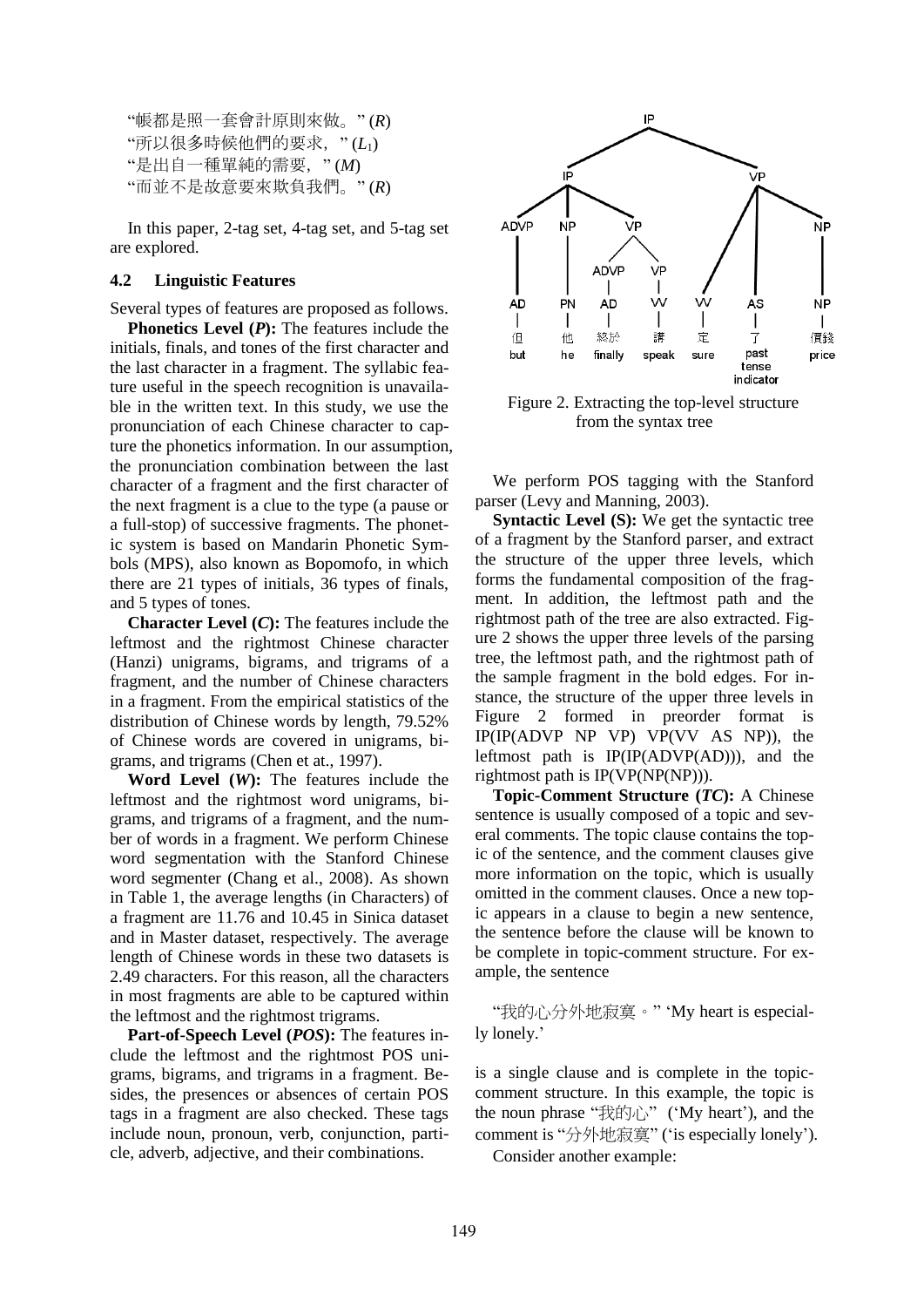"帳都是照一套會計原則來做。" (*R*)
"所以很多時候他們的要求，" ($L_1$)
"是出自一種單純的需要，" (*M*)
"而並不是故意要來欺負我們。" (*R*)

In this paper, 2-tag set, 4-tag set, and 5-tag set are explored.

### 4.2 Linguistic Features

Several types of features are proposed as follows.

**Phonetics Level (*P*):** The features include the initials, finals, and tones of the first character and the last character in a fragment. The syllabic feature useful in the speech recognition is unavailable in the written text. In this study, we use the pronunciation of each Chinese character to capture the phonetics information. In our assumption, the pronunciation combination between the last character of a fragment and the first character of the next fragment is a clue to the type (a pause or a full-stop) of successive fragments. The phonetic system is based on Mandarin Phonetic Symbols (MPS), also known as Bopomofo, in which there are 21 types of initials, 36 types of finals, and 5 types of tones.

**Character Level (*C*):** The features include the leftmost and the rightmost Chinese character (Hanzi) unigrams, bigrams, and trigrams of a fragment, and the number of Chinese characters in a fragment. From the empirical statistics of the distribution of Chinese words by length, 79.52% of Chinese words are covered in unigrams, bigrams, and trigrams (Chen et at., 1997).

**Word Level (*W*):** The features include the leftmost and the rightmost word unigrams, bigrams, and trigrams of a fragment, and the number of words in a fragment. We perform Chinese word segmentation with the Stanford Chinese word segmenter (Chang et al., 2008). As shown in Table 1, the average lengths (in Characters) of a fragment are 11.76 and 10.45 in Sinica dataset and in Master dataset, respectively. The average length of Chinese words in these two datasets is 2.49 characters. For this reason, all the characters in most fragments are able to be captured within the leftmost and the rightmost trigrams.

**Part-of-Speech Level (*POS*):** The features include the leftmost and the rightmost POS unigrams, bigrams, and trigrams in a fragment. Besides, the presences or absences of certain POS tags in a fragment are also checked. These tags include noun, pronoun, verb, conjunction, particle, adverb, adjective, and their combinations.

Figure 2. Extracting the top-level structure from the syntax tree

We perform POS tagging with the Stanford parser (Levy and Manning, 2003).

**Syntactic Level (S):** We get the syntactic tree of a fragment by the Stanford parser, and extract the structure of the upper three levels, which forms the fundamental composition of the fragment. In addition, the leftmost path and the rightmost path of the tree are also extracted. Figure 2 shows the upper three levels of the parsing tree, the leftmost path, and the rightmost path of the sample fragment in the bold edges. For instance, the structure of the upper three levels in Figure 2 formed in preorder format is IP(IP(ADVP NP VP) VP(VV AS NP)), the leftmost path is IP(IP(ADVP(AD))), and the rightmost path is IP(VP(NP(NP))).

**Topic-Comment Structure (*TC*):** A Chinese sentence is usually composed of a topic and several comments. The topic clause contains the topic of the sentence, and the comment clauses give more information on the topic, which is usually omitted in the comment clauses. Once a new topic appears in a clause to begin a new sentence, the sentence before the clause will be known to be complete in topic-comment structure. For example, the sentence

"我的心分外地寂寞。" 'My heart is especially lonely.'

is a single clause and is complete in the topic-comment structure. In this example, the topic is the noun phrase "我的心" ('My heart'), and the comment is "分外地寂寞" ('is especially lonely').

Consider another example: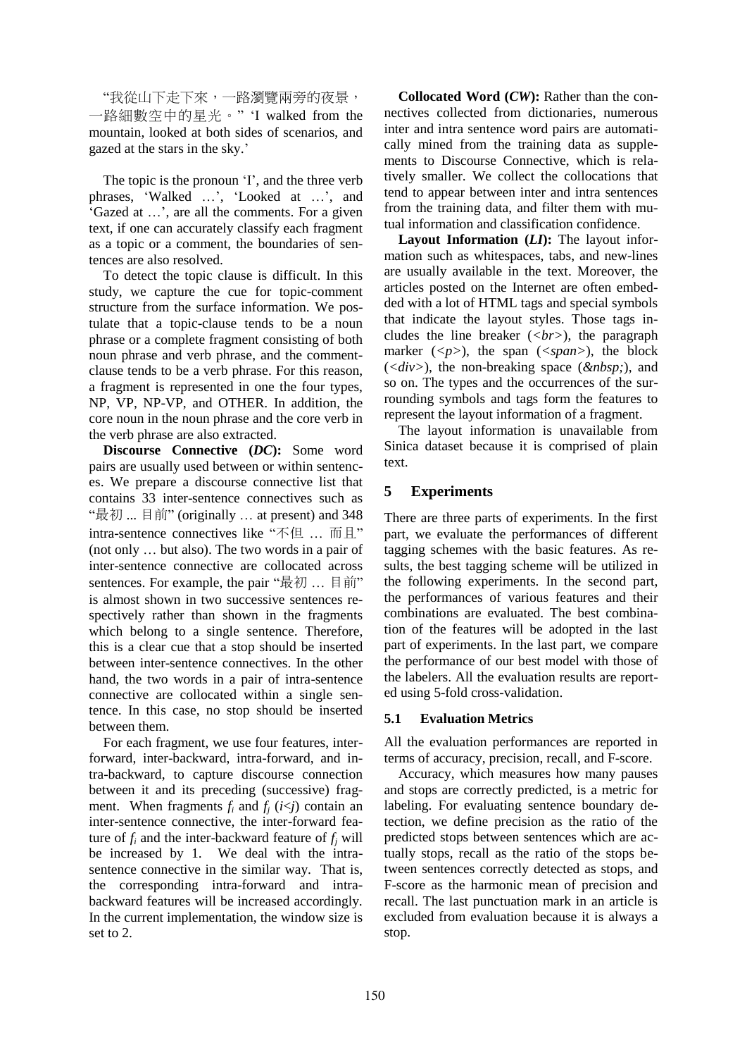"我從山下走下來，一路瀏覽兩旁的夜景，一路細數空中的星光。" 'I walked from the mountain, looked at both sides of scenarios, and gazed at the stars in the sky.'

The topic is the pronoun 'I', and the three verb phrases, 'Walked …', 'Looked at …', and 'Gazed at …', are all the comments. For a given text, if one can accurately classify each fragment as a topic or a comment, the boundaries of sentences are also resolved.

To detect the topic clause is difficult. In this study, we capture the cue for topic-comment structure from the surface information. We postulate that a topic-clause tends to be a noun phrase or a complete fragment consisting of both noun phrase and verb phrase, and the comment-clause tends to be a verb phrase. For this reason, a fragment is represented in one the four types, NP, VP, NP-VP, and OTHER. In addition, the core noun in the noun phrase and the core verb in the verb phrase are also extracted.

**Discourse Connective (*DC*):** Some word pairs are usually used between or within sentences. We prepare a discourse connective list that contains 33 inter-sentence connectives such as "最初 ... 目前" (originally … at present) and 348 intra-sentence connectives like "不但 … 而且" (not only … but also). The two words in a pair of inter-sentence connective are collocated across sentences. For example, the pair "最初 … 目前" is almost shown in two successive sentences respectively rather than shown in the fragments which belong to a single sentence. Therefore, this is a clear cue that a stop should be inserted between inter-sentence connectives. In the other hand, the two words in a pair of intra-sentence connective are collocated within a single sentence. In this case, no stop should be inserted between them.

For each fragment, we use four features, inter-forward, inter-backward, intra-forward, and intra-backward, to capture discourse connection between it and its preceding (successive) fragment. When fragments $f_i$ and $f_j$ ($i<j$) contain an inter-sentence connective, the inter-forward feature of $f_i$ and the inter-backward feature of $f_j$ will be increased by 1. We deal with the intra-sentence connective in the similar way. That is, the corresponding intra-forward and intra-backward features will be increased accordingly. In the current implementation, the window size is set to 2.

**Collocated Word (*CW*):** Rather than the connectives collected from dictionaries, numerous inter and intra sentence word pairs are automatically mined from the training data as supplements to Discourse Connective, which is relatively smaller. We collect the collocations that tend to appear between inter and intra sentences from the training data, and filter them with mutual information and classification confidence.

**Layout Information (*LI*):** The layout information such as whitespaces, tabs, and new-lines are usually available in the text. Moreover, the articles posted on the Internet are often embedded with a lot of HTML tags and special symbols that indicate the layout styles. Those tags includes the line breaker (*<br>*), the paragraph marker (*<p>*), the span (*<span>*), the block (*<div>*), the non-breaking space (*&nbsp;*), and so on. The types and the occurrences of the surrounding symbols and tags form the features to represent the layout information of a fragment.

The layout information is unavailable from Sinica dataset because it is comprised of plain text.

## 5 Experiments

There are three parts of experiments. In the first part, we evaluate the performances of different tagging schemes with the basic features. As results, the best tagging scheme will be utilized in the following experiments. In the second part, the performances of various features and their combinations are evaluated. The best combination of the features will be adopted in the last part of experiments. In the last part, we compare the performance of our best model with those of the labelers. All the evaluation results are reported using 5-fold cross-validation.

### 5.1 Evaluation Metrics

All the evaluation performances are reported in terms of accuracy, precision, recall, and F-score.

Accuracy, which measures how many pauses and stops are correctly predicted, is a metric for labeling. For evaluating sentence boundary detection, we define precision as the ratio of the predicted stops between sentences which are actually stops, recall as the ratio of the stops between sentences correctly detected as stops, and F-score as the harmonic mean of precision and recall. The last punctuation mark in an article is excluded from evaluation because it is always a stop.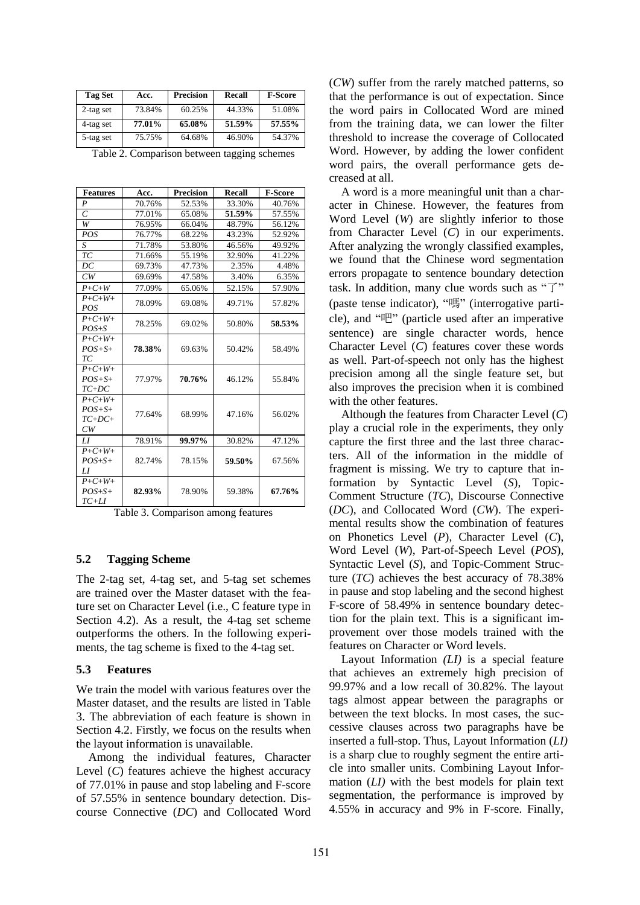| Tag Set | Acc. | Precision | Recall | F-Score |
|---|---|---|---|---|
| 2-tag set | 73.84% | 60.25% | 44.33% | 51.08% |
| 4-tag set | **77.01%** | **65.08%** | **51.59%** | **57.55%** |
| 5-tag set | 75.75% | 64.68% | 46.90% | 54.37% |

Table 2. Comparison between tagging schemes

| Features | Acc. | Precision | Recall | F-Score |
|---|---|---|---|---|
| *P* | 70.76% | 52.53% | 33.30% | 40.76% |
| *C* | 77.01% | 65.08% | **51.59%** | 57.55% |
| *W* | 76.95% | 66.04% | 48.79% | 56.12% |
| *POS* | 76.77% | 68.22% | 43.23% | 52.92% |
| *S* | 71.78% | 53.80% | 46.56% | 49.92% |
| *TC* | 71.66% | 55.19% | 32.90% | 41.22% |
| *DC* | 69.73% | 47.73% | 2.35% | 4.48% |
| *CW* | 69.69% | 47.58% | 3.40% | 6.35% |
| *P+C+W* | 77.09% | 65.06% | 52.15% | 57.90% |
| *P+C+W+ POS* | 78.09% | 69.08% | 49.71% | 57.82% |
| *P+C+W+ POS+S* | 78.25% | 69.02% | 50.80% | **58.53%** |
| *P+C+W+ POS+S+ TC* | **78.38%** | 69.63% | 50.42% | 58.49% |
| *P+C+W+ POS+S+ TC+DC* | 77.97% | **70.76%** | 46.12% | 55.84% |
| *P+C+W+ POS+S+ TC+DC+ CW* | 77.64% | 68.99% | 47.16% | 56.02% |
| *LI* | 78.91% | **99.97%** | 30.82% | 47.12% |
| *P+C+W+ POS+S+ LI* | 82.74% | 78.15% | **59.50%** | 67.56% |
| *P+C+W+ POS+S+ TC+LI* | **82.93%** | 78.90% | 59.38% | **67.76%** |

Table 3. Comparison among features

### 5.2 Tagging Scheme

The 2-tag set, 4-tag set, and 5-tag set schemes are trained over the Master dataset with the feature set on Character Level (i.e., C feature type in Section 4.2). As a result, the 4-tag set scheme outperforms the others. In the following experiments, the tag scheme is fixed to the 4-tag set.

### 5.3 Features

We train the model with various features over the Master dataset, and the results are listed in Table 3. The abbreviation of each feature is shown in Section 4.2. Firstly, we focus on the results when the layout information is unavailable.

Among the individual features, Character Level (*C*) features achieve the highest accuracy of 77.01% in pause and stop labeling and F-score of 57.55% in sentence boundary detection. Discourse Connective (*DC*) and Collocated Word (*CW*) suffer from the rarely matched patterns, so that the performance is out of expectation. Since the word pairs in Collocated Word are mined from the training data, we can lower the filter threshold to increase the coverage of Collocated Word. However, by adding the lower confident word pairs, the overall performance gets decreased at all.

A word is a more meaningful unit than a character in Chinese. However, the features from Word Level (*W*) are slightly inferior to those from Character Level (*C*) in our experiments. After analyzing the wrongly classified examples, we found that the Chinese word segmentation errors propagate to sentence boundary detection task. In addition, many clue words such as "了" (paste tense indicator), "嗎" (interrogative particle), and "吧" (particle used after an imperative sentence) are single character words, hence Character Level (*C*) features cover these words as well. Part-of-speech not only has the highest precision among all the single feature set, but also improves the precision when it is combined with the other features.

Although the features from Character Level (*C*) play a crucial role in the experiments, they only capture the first three and the last three characters. All of the information in the middle of fragment is missing. We try to capture that information by Syntactic Level (*S*), Topic-Comment Structure (*TC*), Discourse Connective (*DC*), and Collocated Word (*CW*). The experimental results show the combination of features on Phonetics Level (*P*), Character Level (*C*), Word Level (*W*), Part-of-Speech Level (*POS*), Syntactic Level (*S*), and Topic-Comment Structure (*TC*) achieves the best accuracy of 78.38% in pause and stop labeling and the second highest F-score of 58.49% in sentence boundary detection for the plain text. This is a significant improvement over those models trained with the features on Character or Word levels.

Layout Information *(LI)* is a special feature that achieves an extremely high precision of 99.97% and a low recall of 30.82%. The layout tags almost appear between the paragraphs or between the text blocks. In most cases, the successive clauses across two paragraphs have be inserted a full-stop. Thus, Layout Information (*LI)* is a sharp clue to roughly segment the entire article into smaller units. Combining Layout Information (*LI*) with the best models for plain text segmentation, the performance is improved by 4.55% in accuracy and 9% in F-score. Finally,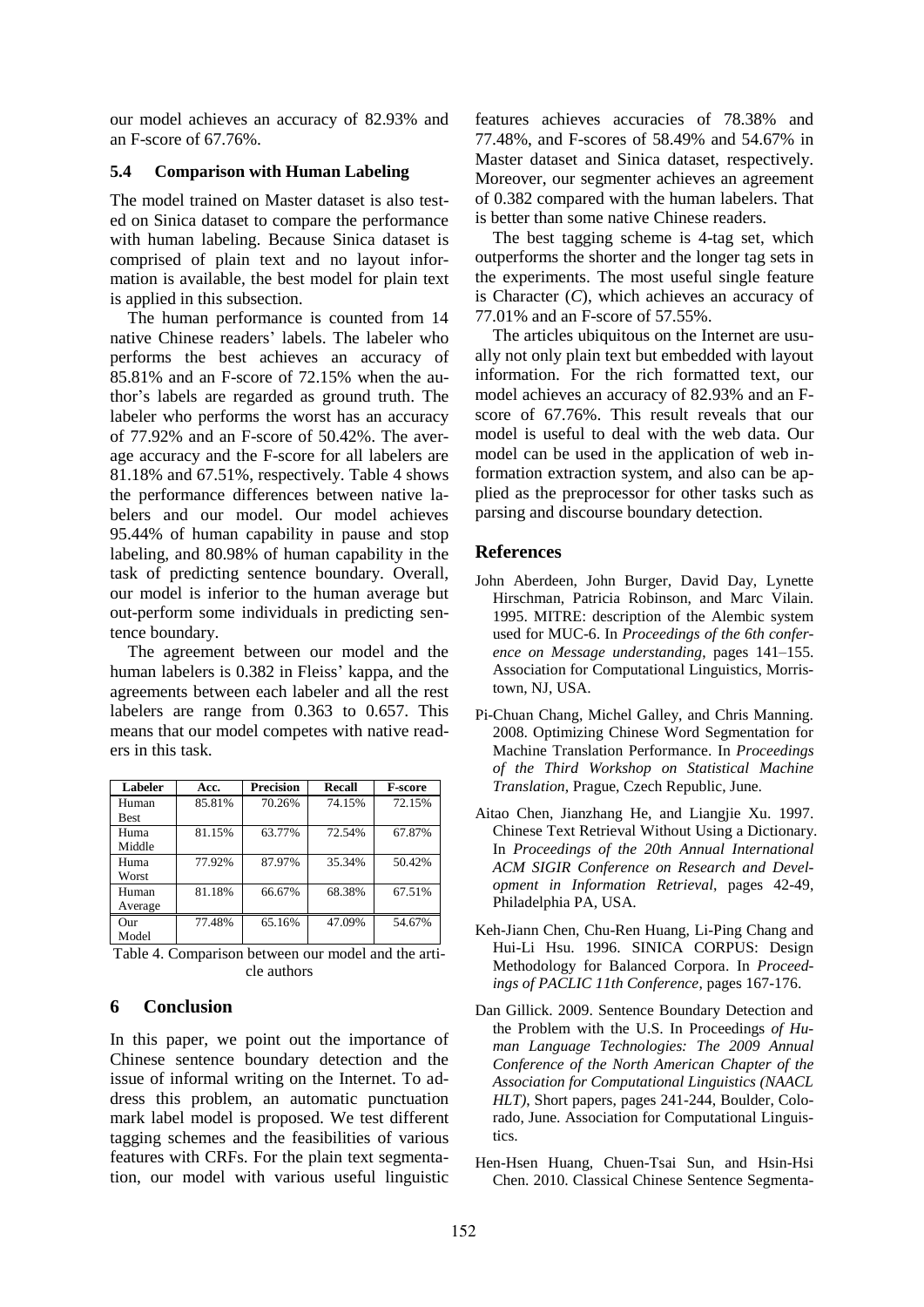our model achieves an accuracy of 82.93% and an F-score of 67.76%.

### 5.4 Comparison with Human Labeling

The model trained on Master dataset is also tested on Sinica dataset to compare the performance with human labeling. Because Sinica dataset is comprised of plain text and no layout information is available, the best model for plain text is applied in this subsection.

The human performance is counted from 14 native Chinese readers' labels. The labeler who performs the best achieves an accuracy of 85.81% and an F-score of 72.15% when the author's labels are regarded as ground truth. The labeler who performs the worst has an accuracy of 77.92% and an F-score of 50.42%. The average accuracy and the F-score for all labelers are 81.18% and 67.51%, respectively. Table 4 shows the performance differences between native labelers and our model. Our model achieves 95.44% of human capability in pause and stop labeling, and 80.98% of human capability in the task of predicting sentence boundary. Overall, our model is inferior to the human average but out-perform some individuals in predicting sentence boundary.

The agreement between our model and the human labelers is 0.382 in Fleiss' kappa, and the agreements between each labeler and all the rest labelers are range from 0.363 to 0.657. This means that our model competes with native readers in this task.

| Labeler | Acc. | Precision | Recall | F-score |
|---|---|---|---|---|
| Human Best | 85.81% | 70.26% | 74.15% | 72.15% |
| Huma Middle | 81.15% | 63.77% | 72.54% | 67.87% |
| Huma Worst | 77.92% | 87.97% | 35.34% | 50.42% |
| Human Average | 81.18% | 66.67% | 68.38% | 67.51% |
| Our Model | 77.48% | 65.16% | 47.09% | 54.67% |

Table 4. Comparison between our model and the article authors

## 6 Conclusion

In this paper, we point out the importance of Chinese sentence boundary detection and the issue of informal writing on the Internet. To address this problem, an automatic punctuation mark label model is proposed. We test different tagging schemes and the feasibilities of various features with CRFs. For the plain text segmentation, our model with various useful linguistic features achieves accuracies of 78.38% and 77.48%, and F-scores of 58.49% and 54.67% in Master dataset and Sinica dataset, respectively. Moreover, our segmenter achieves an agreement of 0.382 compared with the human labelers. That is better than some native Chinese readers.

The best tagging scheme is 4-tag set, which outperforms the shorter and the longer tag sets in the experiments. The most useful single feature is Character (*C*), which achieves an accuracy of 77.01% and an F-score of 57.55%.

The articles ubiquitous on the Internet are usually not only plain text but embedded with layout information. For the rich formatted text, our model achieves an accuracy of 82.93% and an F-score of 67.76%. This result reveals that our model is useful to deal with the web data. Our model can be used in the application of web information extraction system, and also can be applied as the preprocessor for other tasks such as parsing and discourse boundary detection.

## References

John Aberdeen, John Burger, David Day, Lynette Hirschman, Patricia Robinson, and Marc Vilain. 1995. MITRE: description of the Alembic system used for MUC-6. In *Proceedings of the 6th conference on Message understanding*, pages 141–155. Association for Computational Linguistics, Morristown, NJ, USA.

Pi-Chuan Chang, Michel Galley, and Chris Manning. 2008. Optimizing Chinese Word Segmentation for Machine Translation Performance. In *Proceedings of the Third Workshop on Statistical Machine Translation*, Prague, Czech Republic, June.

Aitao Chen, Jianzhang He, and Liangjie Xu. 1997. Chinese Text Retrieval Without Using a Dictionary. In *Proceedings of the 20th Annual International ACM SIGIR Conference on Research and Development in Information Retrieval*, pages 42-49, Philadelphia PA, USA.

Keh-Jiann Chen, Chu-Ren Huang, Li-Ping Chang and Hui-Li Hsu. 1996. SINICA CORPUS: Design Methodology for Balanced Corpora. In *Proceedings of PACLIC 11th Conference*, pages 167-176.

Dan Gillick. 2009. Sentence Boundary Detection and the Problem with the U.S. In Proceedings *of Human Language Technologies: The 2009 Annual Conference of the North American Chapter of the Association for Computational Linguistics (NAACL HLT)*, Short papers, pages 241-244, Boulder, Colorado, June. Association for Computational Linguistics.

Hen-Hsen Huang, Chuen-Tsai Sun, and Hsin-Hsi Chen. 2010. Classical Chinese Sentence Segmenta-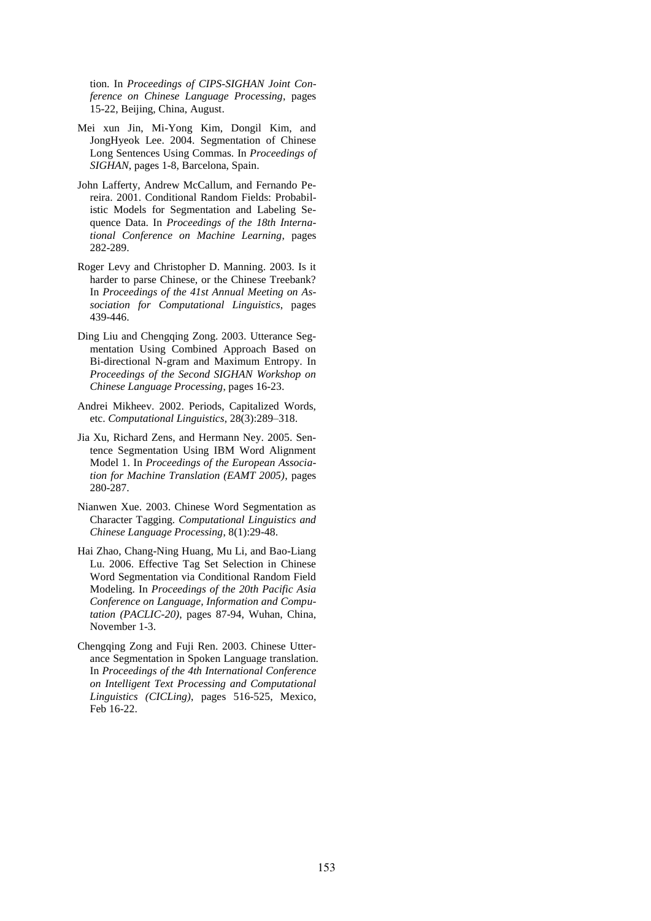tion. In *Proceedings of CIPS-SIGHAN Joint Conference on Chinese Language Processing*, pages 15-22, Beijing, China, August.

Mei xun Jin, Mi-Yong Kim, Dongil Kim, and JongHyeok Lee. 2004. Segmentation of Chinese Long Sentences Using Commas. In *Proceedings of SIGHAN*, pages 1-8, Barcelona, Spain.

John Lafferty, Andrew McCallum, and Fernando Pereira. 2001. Conditional Random Fields: Probabilistic Models for Segmentation and Labeling Sequence Data. In *Proceedings of the 18th International Conference on Machine Learning*, pages 282-289.

Roger Levy and Christopher D. Manning. 2003. Is it harder to parse Chinese, or the Chinese Treebank? In *Proceedings of the 41st Annual Meeting on Association for Computational Linguistics*, pages 439-446.

Ding Liu and Chengqing Zong. 2003. Utterance Segmentation Using Combined Approach Based on Bi-directional N-gram and Maximum Entropy. In *Proceedings of the Second SIGHAN Workshop on Chinese Language Processing*, pages 16-23.

Andrei Mikheev. 2002. Periods, Capitalized Words, etc. *Computational Linguistics*, 28(3):289–318.

Jia Xu, Richard Zens, and Hermann Ney. 2005. Sentence Segmentation Using IBM Word Alignment Model 1. In *Proceedings of the European Association for Machine Translation (EAMT 2005)*, pages 280-287.

Nianwen Xue. 2003. Chinese Word Segmentation as Character Tagging. *Computational Linguistics and Chinese Language Processing*, 8(1):29-48.

Hai Zhao, Chang-Ning Huang, Mu Li, and Bao-Liang Lu. 2006. Effective Tag Set Selection in Chinese Word Segmentation via Conditional Random Field Modeling. In *Proceedings of the 20th Pacific Asia Conference on Language, Information and Computation (PACLIC-20)*, pages 87-94, Wuhan, China, November 1-3.

Chengqing Zong and Fuji Ren. 2003. Chinese Utterance Segmentation in Spoken Language translation. In *Proceedings of the 4th International Conference on Intelligent Text Processing and Computational Linguistics (CICLing)*, pages 516-525, Mexico, Feb 16-22.